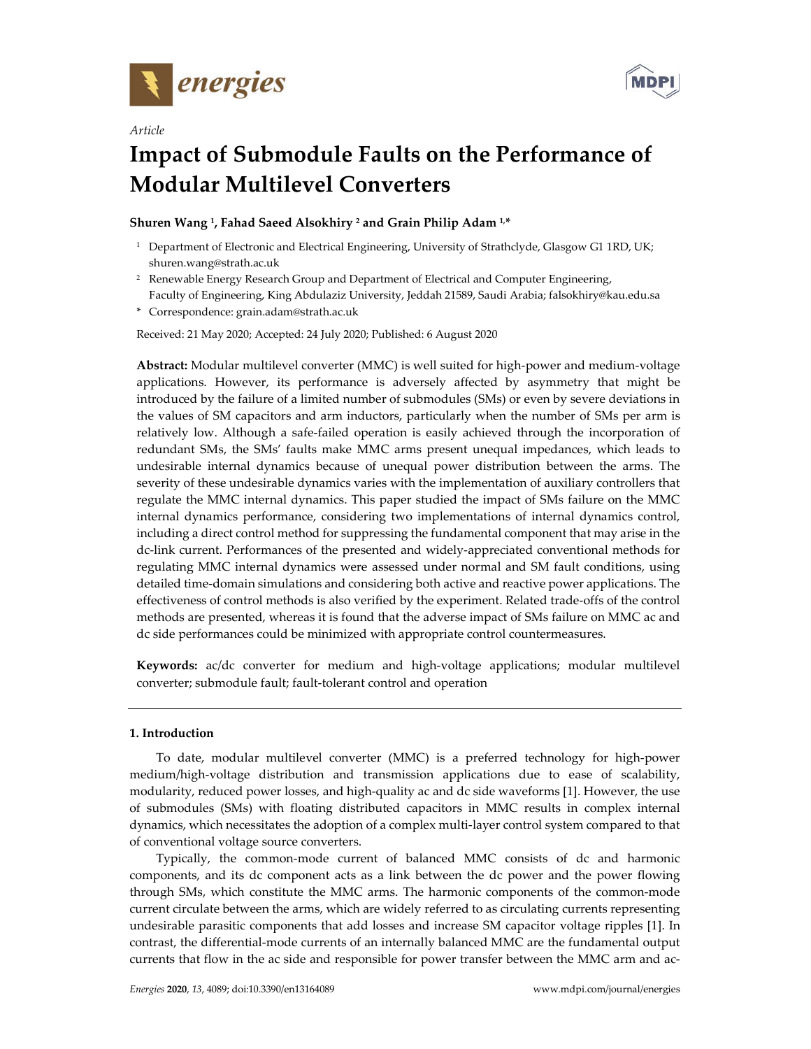*Article*

# Impact of Submodule Faults on the Performance of Modular Multilevel Converters

**Shuren Wang [1], Fahad Saeed Alsokhiry [2] and Grain Philip Adam [1,*]**

[1] Department of Electronic and Electrical Engineering, University of Strathclyde, Glasgow G1 1RD, UK; shuren.wang@strath.ac.uk

[2] Renewable Energy Research Group and Department of Electrical and Computer Engineering, Faculty of Engineering, King Abdulaziz University, Jeddah 21589, Saudi Arabia; falsokhiry@kau.edu.sa

\* Correspondence: grain.adam@strath.ac.uk

Received: 21 May 2020; Accepted: 24 July 2020; Published: 6 August 2020

**Abstract:** Modular multilevel converter (MMC) is well suited for high-power and medium-voltage applications. However, its performance is adversely affected by asymmetry that might be introduced by the failure of a limited number of submodules (SMs) or even by severe deviations in the values of SM capacitors and arm inductors, particularly when the number of SMs per arm is relatively low. Although a safe-failed operation is easily achieved through the incorporation of redundant SMs, the SMs' faults make MMC arms present unequal impedances, which leads to undesirable internal dynamics because of unequal power distribution between the arms. The severity of these undesirable dynamics varies with the implementation of auxiliary controllers that regulate the MMC internal dynamics. This paper studied the impact of SMs failure on the MMC internal dynamics performance, considering two implementations of internal dynamics control, including a direct control method for suppressing the fundamental component that may arise in the dc-link current. Performances of the presented and widely-appreciated conventional methods for regulating MMC internal dynamics were assessed under normal and SM fault conditions, using detailed time-domain simulations and considering both active and reactive power applications. The effectiveness of control methods is also verified by the experiment. Related trade-offs of the control methods are presented, whereas it is found that the adverse impact of SMs failure on MMC ac and dc side performances could be minimized with appropriate control countermeasures.

**Keywords:** ac/dc converter for medium and high-voltage applications; modular multilevel converter; submodule fault; fault-tolerant control and operation

## 1. Introduction

To date, modular multilevel converter (MMC) is a preferred technology for high-power medium/high-voltage distribution and transmission applications due to ease of scalability, modularity, reduced power losses, and high-quality ac and dc side waveforms [1]. However, the use of submodules (SMs) with floating distributed capacitors in MMC results in complex internal dynamics, which necessitates the adoption of a complex multi-layer control system compared to that of conventional voltage source converters.

Typically, the common-mode current of balanced MMC consists of dc and harmonic components, and its dc component acts as a link between the dc power and the power flowing through SMs, which constitute the MMC arms. The harmonic components of the common-mode current circulate between the arms, which are widely referred to as circulating currents representing undesirable parasitic components that add losses and increase SM capacitor voltage ripples [1]. In contrast, the differential-mode currents of an internally balanced MMC are the fundamental output currents that flow in the ac side and responsible for power transfer between the MMC arm and ac-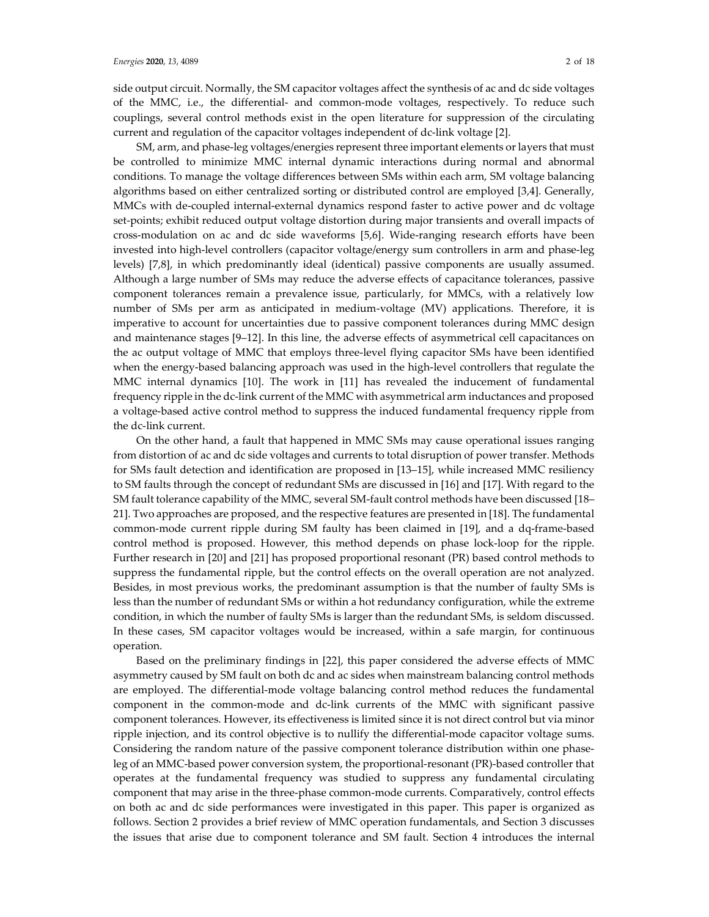side output circuit. Normally, the SM capacitor voltages affect the synthesis of ac and dc side voltages of the MMC, i.e., the differential- and common-mode voltages, respectively. To reduce such couplings, several control methods exist in the open literature for suppression of the circulating current and regulation of the capacitor voltages independent of dc-link voltage [2].

SM, arm, and phase-leg voltages/energies represent three important elements or layers that must be controlled to minimize MMC internal dynamic interactions during normal and abnormal conditions. To manage the voltage differences between SMs within each arm, SM voltage balancing algorithms based on either centralized sorting or distributed control are employed [3,4]. Generally, MMCs with de-coupled internal-external dynamics respond faster to active power and dc voltage set-points; exhibit reduced output voltage distortion during major transients and overall impacts of cross-modulation on ac and dc side waveforms [5,6]. Wide-ranging research efforts have been invested into high-level controllers (capacitor voltage/energy sum controllers in arm and phase-leg levels) [7,8], in which predominantly ideal (identical) passive components are usually assumed. Although a large number of SMs may reduce the adverse effects of capacitance tolerances, passive component tolerances remain a prevalence issue, particularly, for MMCs, with a relatively low number of SMs per arm as anticipated in medium-voltage (MV) applications. Therefore, it is imperative to account for uncertainties due to passive component tolerances during MMC design and maintenance stages [9–12]. In this line, the adverse effects of asymmetrical cell capacitances on the ac output voltage of MMC that employs three-level flying capacitor SMs have been identified when the energy-based balancing approach was used in the high-level controllers that regulate the MMC internal dynamics [10]. The work in [11] has revealed the inducement of fundamental frequency ripple in the dc-link current of the MMC with asymmetrical arm inductances and proposed a voltage-based active control method to suppress the induced fundamental frequency ripple from the dc-link current.

On the other hand, a fault that happened in MMC SMs may cause operational issues ranging from distortion of ac and dc side voltages and currents to total disruption of power transfer. Methods for SMs fault detection and identification are proposed in [13–15], while increased MMC resiliency to SM faults through the concept of redundant SMs are discussed in [16] and [17]. With regard to the SM fault tolerance capability of the MMC, several SM-fault control methods have been discussed [18–21]. Two approaches are proposed, and the respective features are presented in [18]. The fundamental common-mode current ripple during SM faulty has been claimed in [19], and a dq-frame-based control method is proposed. However, this method depends on phase lock-loop for the ripple. Further research in [20] and [21] has proposed proportional resonant (PR) based control methods to suppress the fundamental ripple, but the control effects on the overall operation are not analyzed. Besides, in most previous works, the predominant assumption is that the number of faulty SMs is less than the number of redundant SMs or within a hot redundancy configuration, while the extreme condition, in which the number of faulty SMs is larger than the redundant SMs, is seldom discussed. In these cases, SM capacitor voltages would be increased, within a safe margin, for continuous operation.

Based on the preliminary findings in [22], this paper considered the adverse effects of MMC asymmetry caused by SM fault on both dc and ac sides when mainstream balancing control methods are employed. The differential-mode voltage balancing control method reduces the fundamental component in the common-mode and dc-link currents of the MMC with significant passive component tolerances. However, its effectiveness is limited since it is not direct control but via minor ripple injection, and its control objective is to nullify the differential-mode capacitor voltage sums. Considering the random nature of the passive component tolerance distribution within one phase-leg of an MMC-based power conversion system, the proportional-resonant (PR)-based controller that operates at the fundamental frequency was studied to suppress any fundamental circulating component that may arise in the three-phase common-mode currents. Comparatively, control effects on both ac and dc side performances were investigated in this paper. This paper is organized as follows. Section 2 provides a brief review of MMC operation fundamentals, and Section 3 discusses the issues that arise due to component tolerance and SM fault. Section 4 introduces the internal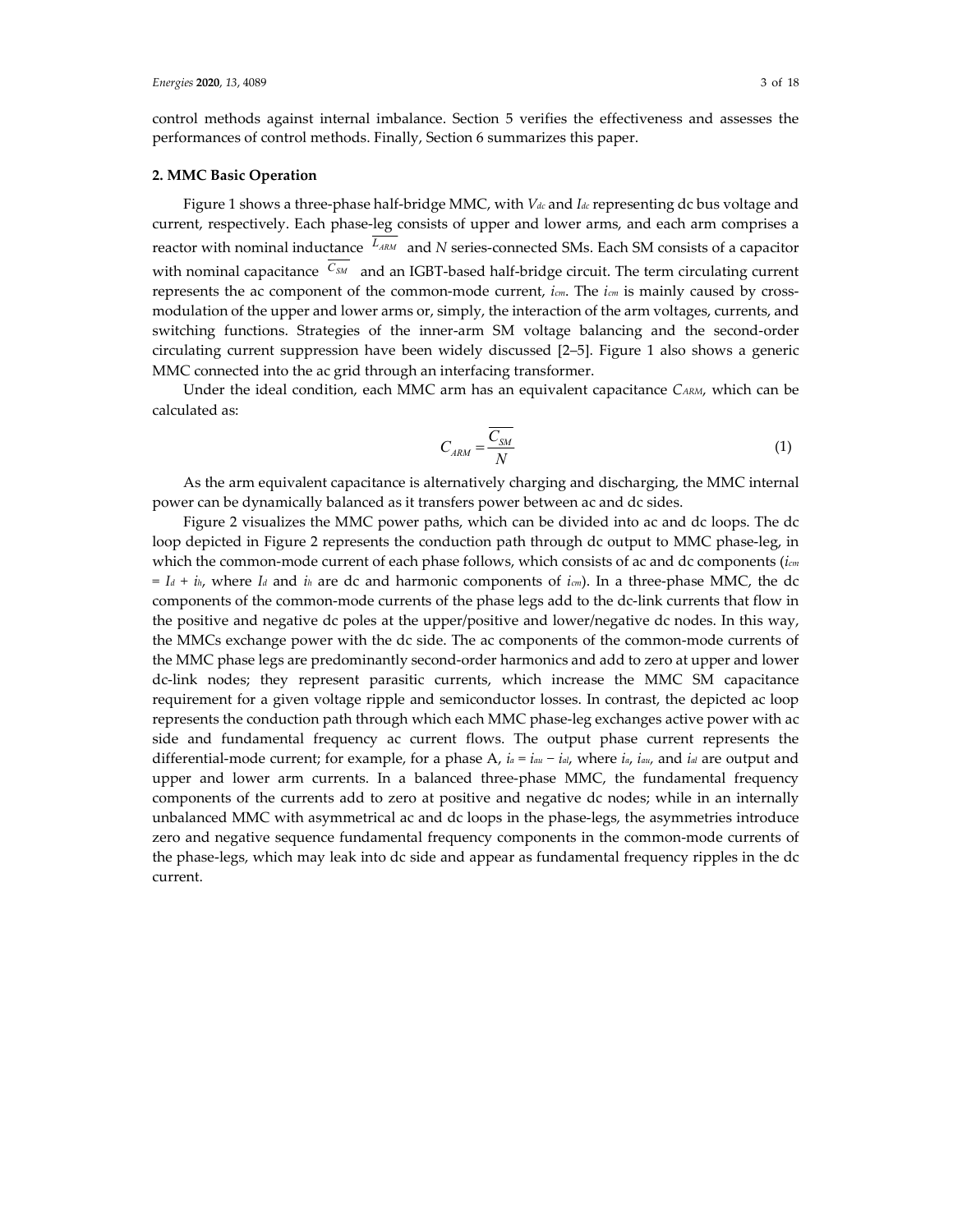control methods against internal imbalance. Section 5 verifies the effectiveness and assesses the performances of control methods. Finally, Section 6 summarizes this paper.

## 2. MMC Basic Operation

Figure 1 shows a three-phase half-bridge MMC, with $V_{dc}$ and $I_{dc}$ representing dc bus voltage and current, respectively. Each phase-leg consists of upper and lower arms, and each arm comprises a reactor with nominal inductance $\overline{L_{ARM}}$ and $N$ series-connected SMs. Each SM consists of a capacitor with nominal capacitance $\overline{C_{SM}}$ and an IGBT-based half-bridge circuit. The term circulating current represents the ac component of the common-mode current, $i_{cm}$. The $i_{cm}$ is mainly caused by cross-modulation of the upper and lower arms or, simply, the interaction of the arm voltages, currents, and switching functions. Strategies of the inner-arm SM voltage balancing and the second-order circulating current suppression have been widely discussed [2–5]. Figure 1 also shows a generic MMC connected into the ac grid through an interfacing transformer.

Under the ideal condition, each MMC arm has an equivalent capacitance $C_{ARM}$, which can be calculated as:

$$C_{ARM} = \frac{\overline{C_{SM}}}{N} \tag{1}$$

As the arm equivalent capacitance is alternatively charging and discharging, the MMC internal power can be dynamically balanced as it transfers power between ac and dc sides.

Figure 2 visualizes the MMC power paths, which can be divided into ac and dc loops. The dc loop depicted in Figure 2 represents the conduction path through dc output to MMC phase-leg, in which the common-mode current of each phase follows, which consists of ac and dc components ($i_{cm} = I_d + i_h$, where $I_d$ and $i_h$ are dc and harmonic components of $i_{cm}$). In a three-phase MMC, the dc components of the common-mode currents of the phase legs add to the dc-link currents that flow in the positive and negative dc poles at the upper/positive and lower/negative dc nodes. In this way, the MMCs exchange power with the dc side. The ac components of the common-mode currents of the MMC phase legs are predominantly second-order harmonics and add to zero at upper and lower dc-link nodes; they represent parasitic currents, which increase the MMC SM capacitance requirement for a given voltage ripple and semiconductor losses. In contrast, the depicted ac loop represents the conduction path through which each MMC phase-leg exchanges active power with ac side and fundamental frequency ac current flows. The output phase current represents the differential-mode current; for example, for a phase A, $i_a = i_{au} - i_{al}$, where $i_a$, $i_{au}$, and $i_{al}$ are output and upper and lower arm currents. In a balanced three-phase MMC, the fundamental frequency components of the currents add to zero at positive and negative dc nodes; while in an internally unbalanced MMC with asymmetrical ac and dc loops in the phase-legs, the asymmetries introduce zero and negative sequence fundamental frequency components in the common-mode currents of the phase-legs, which may leak into dc side and appear as fundamental frequency ripples in the dc current.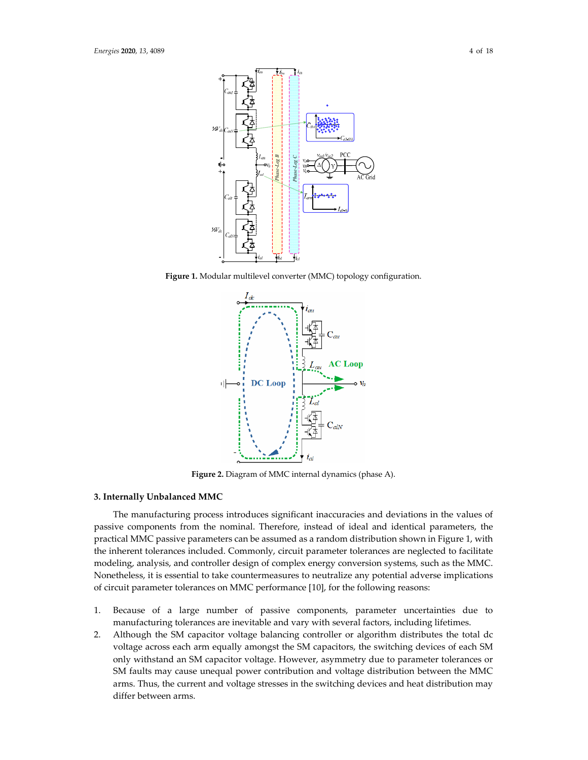**Figure 1.** Modular multilevel converter (MMC) topology configuration.

**Figure 2.** Diagram of MMC internal dynamics (phase A).

## 3. Internally Unbalanced MMC

The manufacturing process introduces significant inaccuracies and deviations in the values of passive components from the nominal. Therefore, instead of ideal and identical parameters, the practical MMC passive parameters can be assumed as a random distribution shown in Figure 1, with the inherent tolerances included. Commonly, circuit parameter tolerances are neglected to facilitate modeling, analysis, and controller design of complex energy conversion systems, such as the MMC. Nonetheless, it is essential to take countermeasures to neutralize any potential adverse implications of circuit parameter tolerances on MMC performance [10], for the following reasons:

1. Because of a large number of passive components, parameter uncertainties due to manufacturing tolerances are inevitable and vary with several factors, including lifetimes.
2. Although the SM capacitor voltage balancing controller or algorithm distributes the total dc voltage across each arm equally amongst the SM capacitors, the switching devices of each SM only withstand an SM capacitor voltage. However, asymmetry due to parameter tolerances or SM faults may cause unequal power contribution and voltage distribution between the MMC arms. Thus, the current and voltage stresses in the switching devices and heat distribution may differ between arms.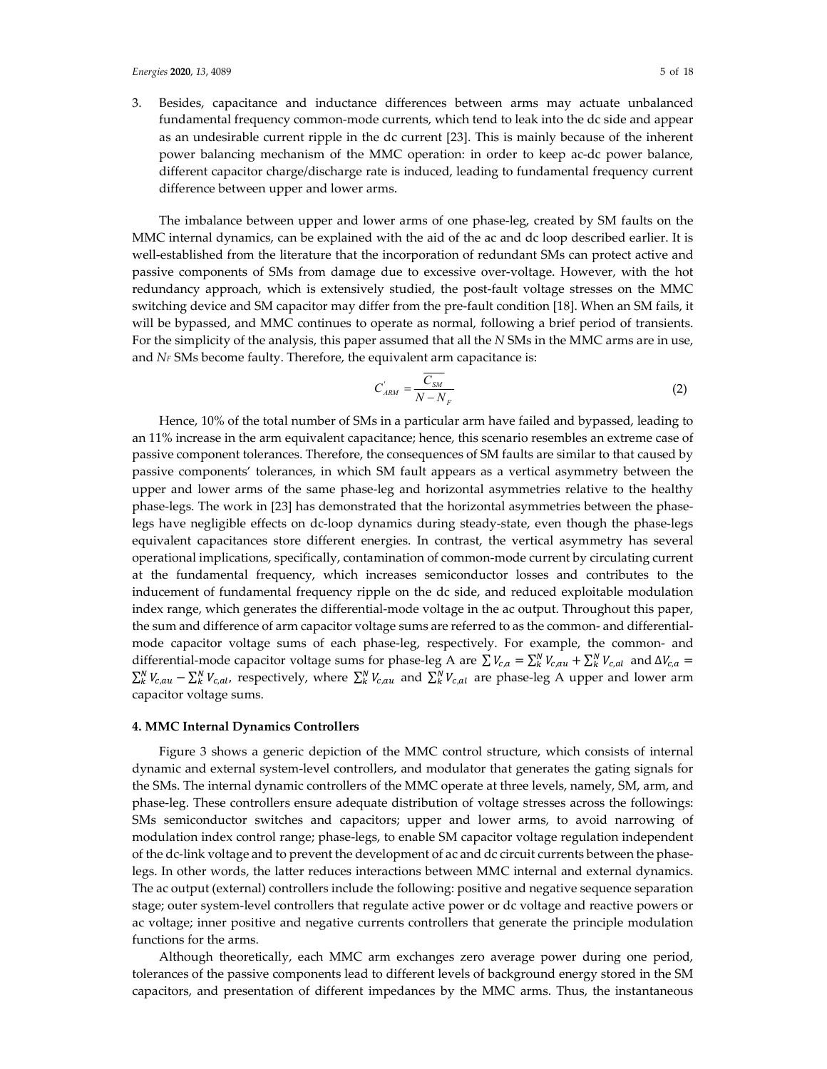3. Besides, capacitance and inductance differences between arms may actuate unbalanced fundamental frequency common-mode currents, which tend to leak into the dc side and appear as an undesirable current ripple in the dc current [23]. This is mainly because of the inherent power balancing mechanism of the MMC operation: in order to keep ac-dc power balance, different capacitor charge/discharge rate is induced, leading to fundamental frequency current difference between upper and lower arms.

The imbalance between upper and lower arms of one phase-leg, created by SM faults on the MMC internal dynamics, can be explained with the aid of the ac and dc loop described earlier. It is well-established from the literature that the incorporation of redundant SMs can protect active and passive components of SMs from damage due to excessive over-voltage. However, with the hot redundancy approach, which is extensively studied, the post-fault voltage stresses on the MMC switching device and SM capacitor may differ from the pre-fault condition [18]. When an SM fails, it will be bypassed, and MMC continues to operate as normal, following a brief period of transients. For the simplicity of the analysis, this paper assumed that all the $N$ SMs in the MMC arms are in use, and $N_F$ SMs become faulty. Therefore, the equivalent arm capacitance is:

$$C'_{ARM} = \frac{\overline{C_{SM}}}{N - N_F} \tag{2}$$

Hence, 10% of the total number of SMs in a particular arm have failed and bypassed, leading to an 11% increase in the arm equivalent capacitance; hence, this scenario resembles an extreme case of passive component tolerances. Therefore, the consequences of SM faults are similar to that caused by passive components' tolerances, in which SM fault appears as a vertical asymmetry between the upper and lower arms of the same phase-leg and horizontal asymmetries relative to the healthy phase-legs. The work in [23] has demonstrated that the horizontal asymmetries between the phase-legs have negligible effects on dc-loop dynamics during steady-state, even though the phase-legs equivalent capacitances store different energies. In contrast, the vertical asymmetry has several operational implications, specifically, contamination of common-mode current by circulating current at the fundamental frequency, which increases semiconductor losses and contributes to the inducement of fundamental frequency ripple on the dc side, and reduced exploitable modulation index range, which generates the differential-mode voltage in the ac output. Throughout this paper, the sum and difference of arm capacitor voltage sums are referred to as the common- and differential-mode capacitor voltage sums of each phase-leg, respectively. For example, the common- and differential-mode capacitor voltage sums for phase-leg A are $\sum V_{c,a} = \sum_k^N V_{c,au} + \sum_k^N V_{c,al}$ and $\Delta V_{c,a} = \sum_k^N V_{c,au} - \sum_k^N V_{c,al}$, respectively, where $\sum_k^N V_{c,au}$ and $\sum_k^N V_{c,al}$ are phase-leg A upper and lower arm capacitor voltage sums.

## 4. MMC Internal Dynamics Controllers

Figure 3 shows a generic depiction of the MMC control structure, which consists of internal dynamic and external system-level controllers, and modulator that generates the gating signals for the SMs. The internal dynamic controllers of the MMC operate at three levels, namely, SM, arm, and phase-leg. These controllers ensure adequate distribution of voltage stresses across the followings: SMs semiconductor switches and capacitors; upper and lower arms, to avoid narrowing of modulation index control range; phase-legs, to enable SM capacitor voltage regulation independent of the dc-link voltage and to prevent the development of ac and dc circuit currents between the phase-legs. In other words, the latter reduces interactions between MMC internal and external dynamics. The ac output (external) controllers include the following: positive and negative sequence separation stage; outer system-level controllers that regulate active power or dc voltage and reactive powers or ac voltage; inner positive and negative currents controllers that generate the principle modulation functions for the arms.

Although theoretically, each MMC arm exchanges zero average power during one period, tolerances of the passive components lead to different levels of background energy stored in the SM capacitors, and presentation of different impedances by the MMC arms. Thus, the instantaneous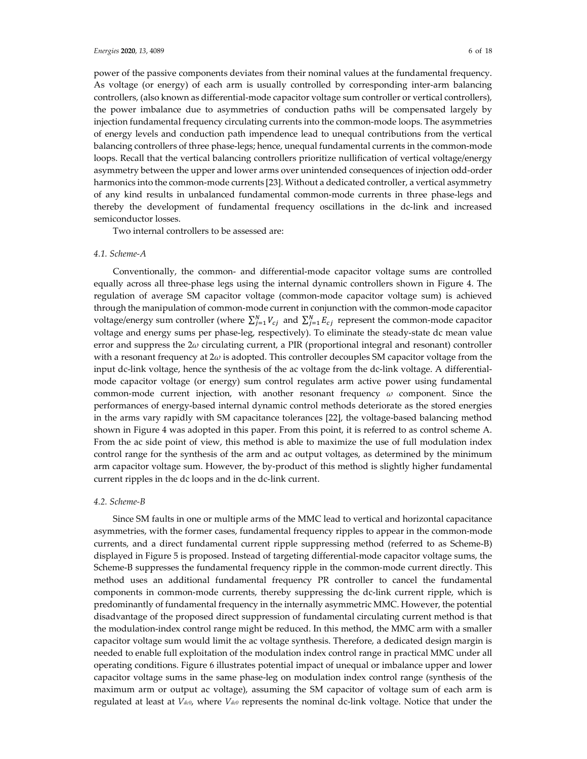power of the passive components deviates from their nominal values at the fundamental frequency. As voltage (or energy) of each arm is usually controlled by corresponding inter-arm balancing controllers, (also known as differential-mode capacitor voltage sum controller or vertical controllers), the power imbalance due to asymmetries of conduction paths will be compensated largely by injection fundamental frequency circulating currents into the common-mode loops. The asymmetries of energy levels and conduction path impendence lead to unequal contributions from the vertical balancing controllers of three phase-legs; hence, unequal fundamental currents in the common-mode loops. Recall that the vertical balancing controllers prioritize nullification of vertical voltage/energy asymmetry between the upper and lower arms over unintended consequences of injection odd-order harmonics into the common-mode currents [23]. Without a dedicated controller, a vertical asymmetry of any kind results in unbalanced fundamental common-mode currents in three phase-legs and thereby the development of fundamental frequency oscillations in the dc-link and increased semiconductor losses.

Two internal controllers to be assessed are:

### 4.1. Scheme-A

Conventionally, the common- and differential-mode capacitor voltage sums are controlled equally across all three-phase legs using the internal dynamic controllers shown in Figure 4. The regulation of average SM capacitor voltage (common-mode capacitor voltage sum) is achieved through the manipulation of common-mode current in conjunction with the common-mode capacitor voltage/energy sum controller (where $\sum_{j=1}^{N} V_{cj}$ and $\sum_{j=1}^{N} E_{cj}$ represent the common-mode capacitor voltage and energy sums per phase-leg, respectively). To eliminate the steady-state dc mean value error and suppress the $2\omega$ circulating current, a PIR (proportional integral and resonant) controller with a resonant frequency at $2\omega$ is adopted. This controller decouples SM capacitor voltage from the input dc-link voltage, hence the synthesis of the ac voltage from the dc-link voltage. A differential-mode capacitor voltage (or energy) sum control regulates arm active power using fundamental common-mode current injection, with another resonant frequency $\omega$ component. Since the performances of energy-based internal dynamic control methods deteriorate as the stored energies in the arms vary rapidly with SM capacitance tolerances [22], the voltage-based balancing method shown in Figure 4 was adopted in this paper. From this point, it is referred to as control scheme A. From the ac side point of view, this method is able to maximize the use of full modulation index control range for the synthesis of the arm and ac output voltages, as determined by the minimum arm capacitor voltage sum. However, the by-product of this method is slightly higher fundamental current ripples in the dc loops and in the dc-link current.

### 4.2. Scheme-B

Since SM faults in one or multiple arms of the MMC lead to vertical and horizontal capacitance asymmetries, with the former cases, fundamental frequency ripples to appear in the common-mode currents, and a direct fundamental current ripple suppressing method (referred to as Scheme-B) displayed in Figure 5 is proposed. Instead of targeting differential-mode capacitor voltage sums, the Scheme-B suppresses the fundamental frequency ripple in the common-mode current directly. This method uses an additional fundamental frequency PR controller to cancel the fundamental components in common-mode currents, thereby suppressing the dc-link current ripple, which is predominantly of fundamental frequency in the internally asymmetric MMC. However, the potential disadvantage of the proposed direct suppression of fundamental circulating current method is that the modulation-index control range might be reduced. In this method, the MMC arm with a smaller capacitor voltage sum would limit the ac voltage synthesis. Therefore, a dedicated design margin is needed to enable full exploitation of the modulation index control range in practical MMC under all operating conditions. Figure 6 illustrates potential impact of unequal or imbalance upper and lower capacitor voltage sums in the same phase-leg on modulation index control range (synthesis of the maximum arm or output ac voltage), assuming the SM capacitor of voltage sum of each arm is regulated at least at $V_{dc0}$, where $V_{dc0}$ represents the nominal dc-link voltage. Notice that under the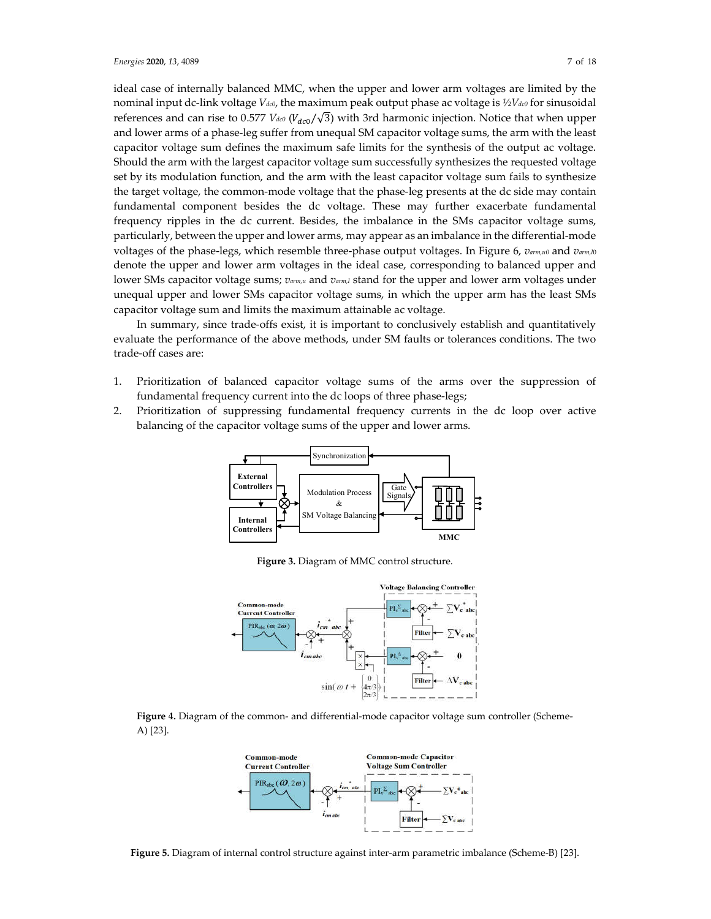ideal case of internally balanced MMC, when the upper and lower arm voltages are limited by the nominal input dc-link voltage $V_{dc0}$, the maximum peak output phase ac voltage is $½V_{dc0}$ for sinusoidal references and can rise to 0.577 $V_{dc0}$ ($V_{dc0}/\sqrt{3}$) with 3rd harmonic injection. Notice that when upper and lower arms of a phase-leg suffer from unequal SM capacitor voltage sums, the arm with the least capacitor voltage sum defines the maximum safe limits for the synthesis of the output ac voltage. Should the arm with the largest capacitor voltage sum successfully synthesizes the requested voltage set by its modulation function, and the arm with the least capacitor voltage sum fails to synthesize the target voltage, the common-mode voltage that the phase-leg presents at the dc side may contain fundamental component besides the dc voltage. These may further exacerbate fundamental frequency ripples in the dc current. Besides, the imbalance in the SMs capacitor voltage sums, particularly, between the upper and lower arms, may appear as an imbalance in the differential-mode voltages of the phase-legs, which resemble three-phase output voltages. In Figure 6, $v_{arm,u0}$ and $v_{arm,l0}$ denote the upper and lower arm voltages in the ideal case, corresponding to balanced upper and lower SMs capacitor voltage sums; $v_{arm,u}$ and $v_{arm,l}$ stand for the upper and lower arm voltages under unequal upper and lower SMs capacitor voltage sums, in which the upper arm has the least SMs capacitor voltage sum and limits the maximum attainable ac voltage.

In summary, since trade-offs exist, it is important to conclusively establish and quantitatively evaluate the performance of the above methods, under SM faults or tolerances conditions. The two trade-off cases are:

1. Prioritization of balanced capacitor voltage sums of the arms over the suppression of fundamental frequency current into the dc loops of three phase-legs;
2. Prioritization of suppressing fundamental frequency currents in the dc loop over active balancing of the capacitor voltage sums of the upper and lower arms.

**Figure 3.** Diagram of MMC control structure.

**Figure 4.** Diagram of the common- and differential-mode capacitor voltage sum controller (Scheme-A) [23].

**Figure 5.** Diagram of internal control structure against inter-arm parametric imbalance (Scheme-B) [23].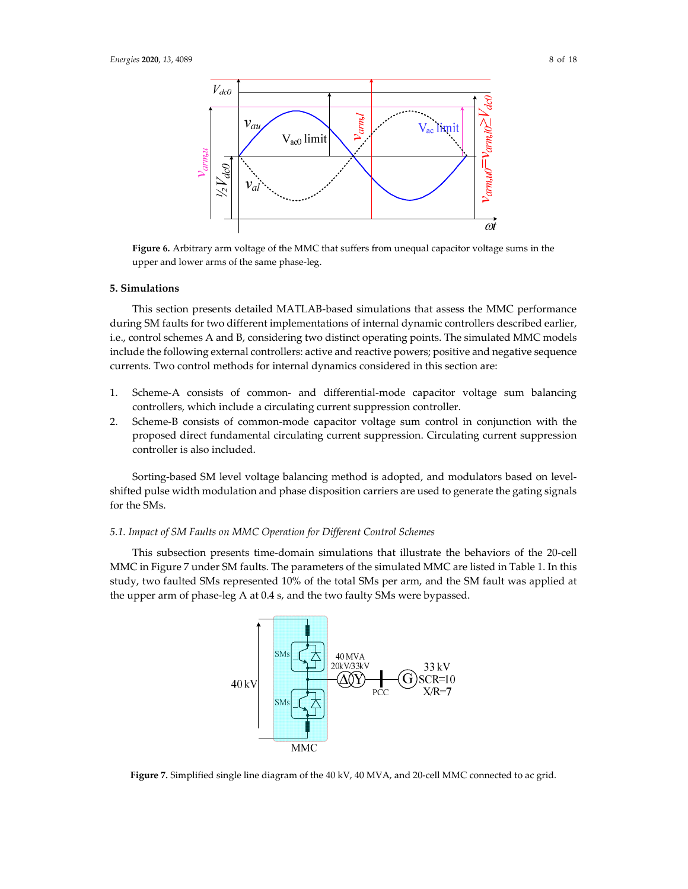**Figure 6.** Arbitrary arm voltage of the MMC that suffers from unequal capacitor voltage sums in the upper and lower arms of the same phase-leg.

## 5. Simulations

This section presents detailed MATLAB-based simulations that assess the MMC performance during SM faults for two different implementations of internal dynamic controllers described earlier, i.e., control schemes A and B, considering two distinct operating points. The simulated MMC models include the following external controllers: active and reactive powers; positive and negative sequence currents. Two control methods for internal dynamics considered in this section are:

1. Scheme-A consists of common- and differential-mode capacitor voltage sum balancing controllers, which include a circulating current suppression controller.
2. Scheme-B consists of common-mode capacitor voltage sum control in conjunction with the proposed direct fundamental circulating current suppression. Circulating current suppression controller is also included.

Sorting-based SM level voltage balancing method is adopted, and modulators based on level-shifted pulse width modulation and phase disposition carriers are used to generate the gating signals for the SMs.

### 5.1. Impact of SM Faults on MMC Operation for Different Control Schemes

This subsection presents time-domain simulations that illustrate the behaviors of the 20-cell MMC in Figure 7 under SM faults. The parameters of the simulated MMC are listed in Table 1. In this study, two faulted SMs represented 10% of the total SMs per arm, and the SM fault was applied at the upper arm of phase-leg A at 0.4 s, and the two faulty SMs were bypassed.

**Figure 7.** Simplified single line diagram of the 40 kV, 40 MVA, and 20-cell MMC connected to ac grid.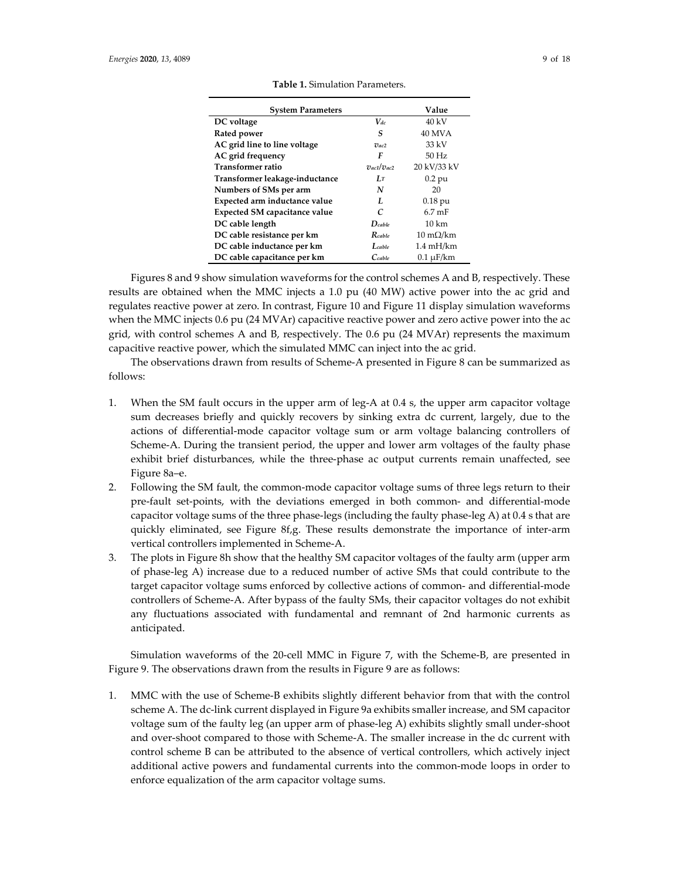**Table 1.** Simulation Parameters.

| System Parameters | | Value |
|---|---|---|
| **DC voltage** | $V_{dc}$ | 40 kV |
| **Rated power** | $S$ | 40 MVA |
| **AC grid line to line voltage** | $v_{ac2}$ | 33 kV |
| **AC grid frequency** | $F$ | 50 Hz |
| **Transformer ratio** | $v_{ac1}/v_{ac2}$ | 20 kV/33 kV |
| **Transformer leakage-inductance** | $L_T$ | 0.2 pu |
| **Numbers of SMs per arm** | $N$ | 20 |
| **Expected arm inductance value** | $L$ | 0.18 pu |
| **Expected SM capacitance value** | $C$ | 6.7 mF |
| **DC cable length** | $D_{cable}$ | 10 km |
| **DC cable resistance per km** | $R_{cable}$ | 10 mΩ/km |
| **DC cable inductance per km** | $L_{cable}$ | 1.4 mH/km |
| **DC cable capacitance per km** | $C_{cable}$ | 0.1 μF/km |

Figures 8 and 9 show simulation waveforms for the control schemes A and B, respectively. These results are obtained when the MMC injects a 1.0 pu (40 MW) active power into the ac grid and regulates reactive power at zero. In contrast, Figure 10 and Figure 11 display simulation waveforms when the MMC injects 0.6 pu (24 MVAr) capacitive reactive power and zero active power into the ac grid, with control schemes A and B, respectively. The 0.6 pu (24 MVAr) represents the maximum capacitive reactive power, which the simulated MMC can inject into the ac grid.

The observations drawn from results of Scheme-A presented in Figure 8 can be summarized as follows:

1. When the SM fault occurs in the upper arm of leg-A at 0.4 s, the upper arm capacitor voltage sum decreases briefly and quickly recovers by sinking extra dc current, largely, due to the actions of differential-mode capacitor voltage sum or arm voltage balancing controllers of Scheme-A. During the transient period, the upper and lower arm voltages of the faulty phase exhibit brief disturbances, while the three-phase ac output currents remain unaffected, see Figure 8a–e.
2. Following the SM fault, the common-mode capacitor voltage sums of three legs return to their pre-fault set-points, with the deviations emerged in both common- and differential-mode capacitor voltage sums of the three phase-legs (including the faulty phase-leg A) at 0.4 s that are quickly eliminated, see Figure 8f,g. These results demonstrate the importance of inter-arm vertical controllers implemented in Scheme-A.
3. The plots in Figure 8h show that the healthy SM capacitor voltages of the faulty arm (upper arm of phase-leg A) increase due to a reduced number of active SMs that could contribute to the target capacitor voltage sums enforced by collective actions of common- and differential-mode controllers of Scheme-A. After bypass of the faulty SMs, their capacitor voltages do not exhibit any fluctuations associated with fundamental and remnant of 2nd harmonic currents as anticipated.

Simulation waveforms of the 20-cell MMC in Figure 7, with the Scheme-B, are presented in Figure 9. The observations drawn from the results in Figure 9 are as follows:

1. MMC with the use of Scheme-B exhibits slightly different behavior from that with the control scheme A. The dc-link current displayed in Figure 9a exhibits smaller increase, and SM capacitor voltage sum of the faulty leg (an upper arm of phase-leg A) exhibits slightly small under-shoot and over-shoot compared to those with Scheme-A. The smaller increase in the dc current with control scheme B can be attributed to the absence of vertical controllers, which actively inject additional active powers and fundamental currents into the common-mode loops in order to enforce equalization of the arm capacitor voltage sums.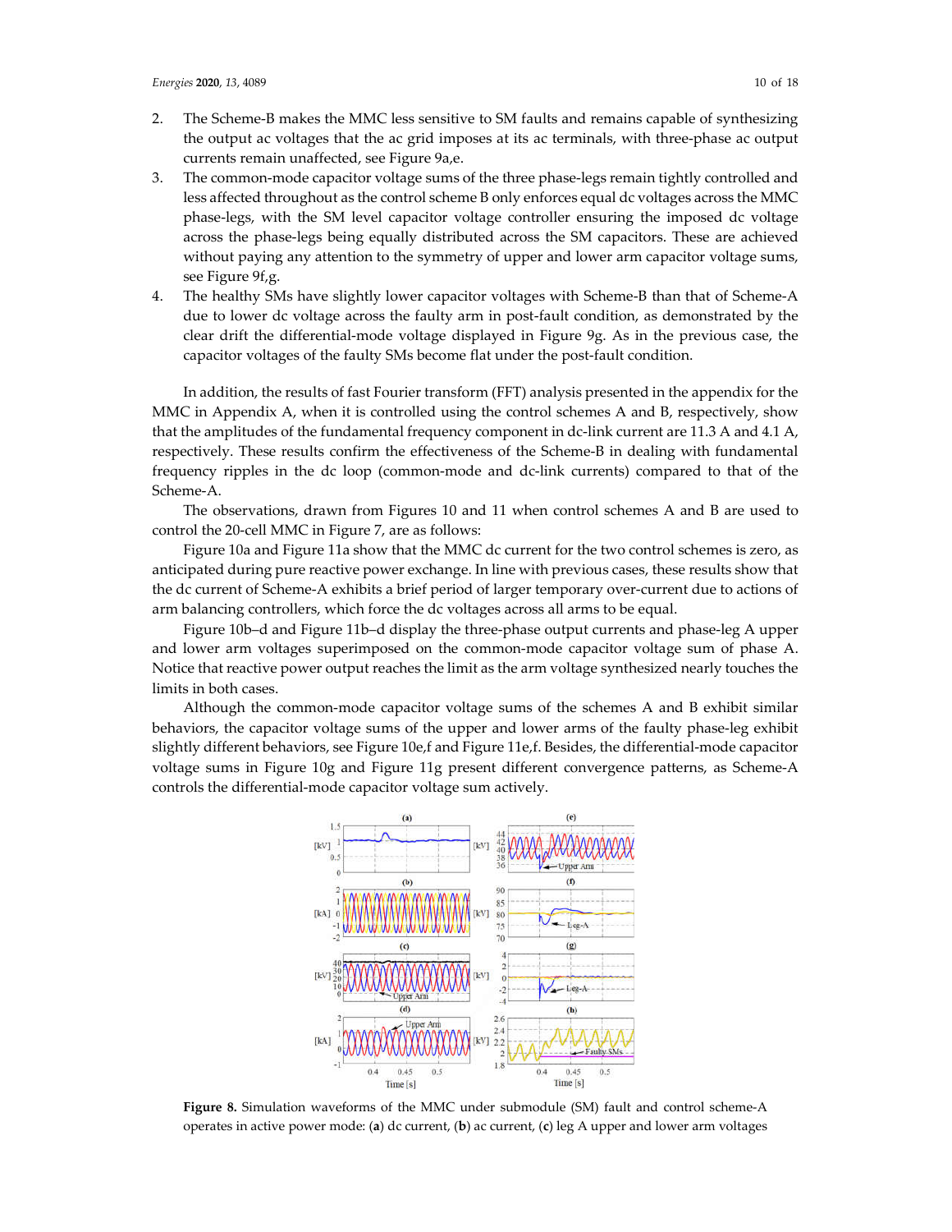2. The Scheme-B makes the MMC less sensitive to SM faults and remains capable of synthesizing the output ac voltages that the ac grid imposes at its ac terminals, with three-phase ac output currents remain unaffected, see Figure 9a,e.
3. The common-mode capacitor voltage sums of the three phase-legs remain tightly controlled and less affected throughout as the control scheme B only enforces equal dc voltages across the MMC phase-legs, with the SM level capacitor voltage controller ensuring the imposed dc voltage across the phase-legs being equally distributed across the SM capacitors. These are achieved without paying any attention to the symmetry of upper and lower arm capacitor voltage sums, see Figure 9f,g.
4. The healthy SMs have slightly lower capacitor voltages with Scheme-B than that of Scheme-A due to lower dc voltage across the faulty arm in post-fault condition, as demonstrated by the clear drift the differential-mode voltage displayed in Figure 9g. As in the previous case, the capacitor voltages of the faulty SMs become flat under the post-fault condition.

In addition, the results of fast Fourier transform (FFT) analysis presented in the appendix for the MMC in Appendix A, when it is controlled using the control schemes A and B, respectively, show that the amplitudes of the fundamental frequency component in dc-link current are 11.3 A and 4.1 A, respectively. These results confirm the effectiveness of the Scheme-B in dealing with fundamental frequency ripples in the dc loop (common-mode and dc-link currents) compared to that of the Scheme-A.

The observations, drawn from Figures 10 and 11 when control schemes A and B are used to control the 20-cell MMC in Figure 7, are as follows:

Figure 10a and Figure 11a show that the MMC dc current for the two control schemes is zero, as anticipated during pure reactive power exchange. In line with previous cases, these results show that the dc current of Scheme-A exhibits a brief period of larger temporary over-current due to actions of arm balancing controllers, which force the dc voltages across all arms to be equal.

Figure 10b–d and Figure 11b–d display the three-phase output currents and phase-leg A upper and lower arm voltages superimposed on the common-mode capacitor voltage sum of phase A. Notice that reactive power output reaches the limit as the arm voltage synthesized nearly touches the limits in both cases.

Although the common-mode capacitor voltage sums of the schemes A and B exhibit similar behaviors, the capacitor voltage sums of the upper and lower arms of the faulty phase-leg exhibit slightly different behaviors, see Figure 10e,f and Figure 11e,f. Besides, the differential-mode capacitor voltage sums in Figure 10g and Figure 11g present different convergence patterns, as Scheme-A controls the differential-mode capacitor voltage sum actively.

**Figure 8.** Simulation waveforms of the MMC under submodule (SM) fault and control scheme-A operates in active power mode: (**a**) dc current, (**b**) ac current, (**c**) leg A upper and lower arm voltages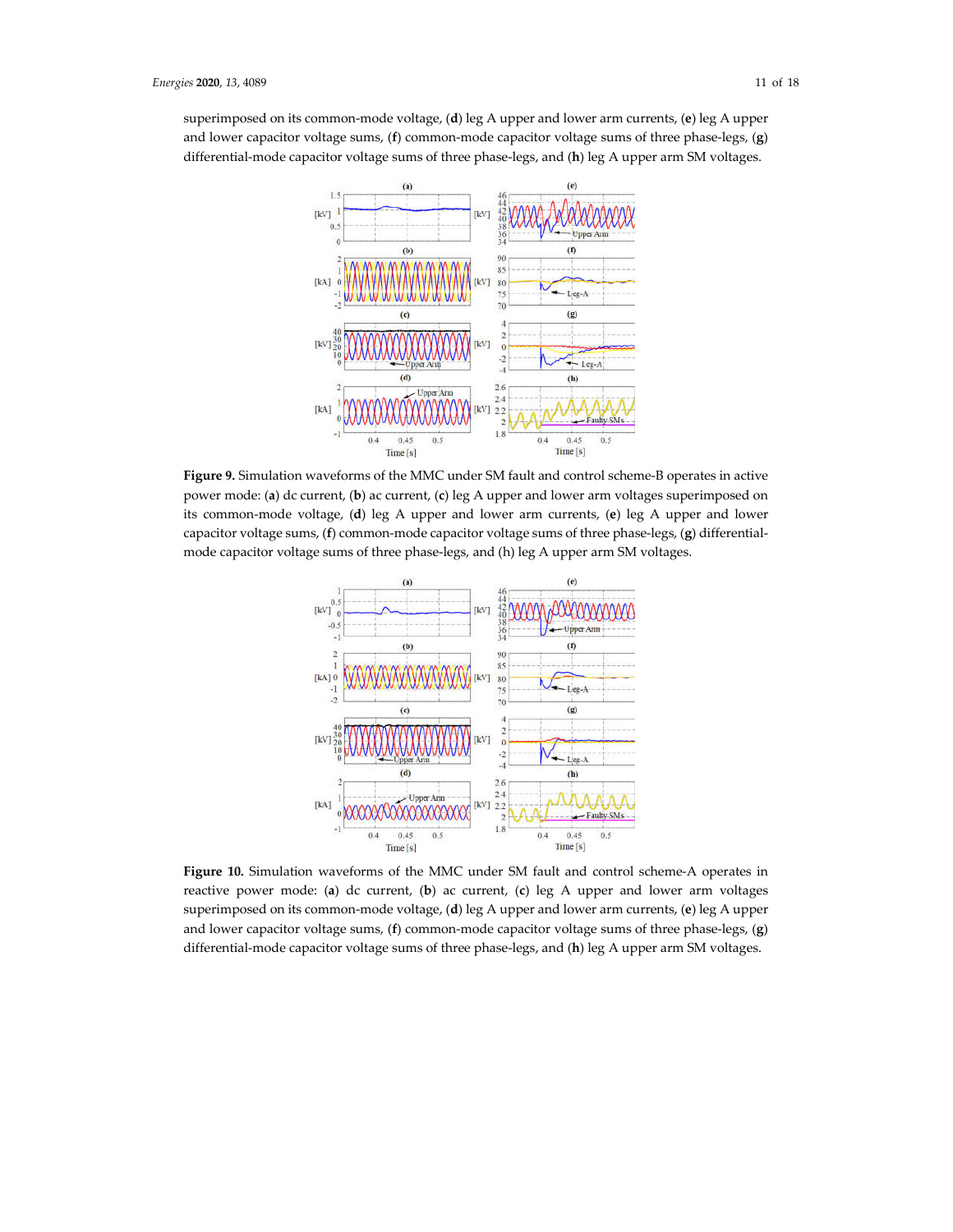superimposed on its common-mode voltage, (**d**) leg A upper and lower arm currents, (**e**) leg A upper and lower capacitor voltage sums, (**f**) common-mode capacitor voltage sums of three phase-legs, (**g**) differential-mode capacitor voltage sums of three phase-legs, and (**h**) leg A upper arm SM voltages.

**Figure 9.** Simulation waveforms of the MMC under SM fault and control scheme-B operates in active power mode: (**a**) dc current, (**b**) ac current, (**c**) leg A upper and lower arm voltages superimposed on its common-mode voltage, (**d**) leg A upper and lower arm currents, (**e**) leg A upper and lower capacitor voltage sums, (**f**) common-mode capacitor voltage sums of three phase-legs, (**g**) differential-mode capacitor voltage sums of three phase-legs, and (h) leg A upper arm SM voltages.

**Figure 10.** Simulation waveforms of the MMC under SM fault and control scheme-A operates in reactive power mode: (**a**) dc current, (**b**) ac current, (**c**) leg A upper and lower arm voltages superimposed on its common-mode voltage, (**d**) leg A upper and lower arm currents, (**e**) leg A upper and lower capacitor voltage sums, (**f**) common-mode capacitor voltage sums of three phase-legs, (**g**) differential-mode capacitor voltage sums of three phase-legs, and (**h**) leg A upper arm SM voltages.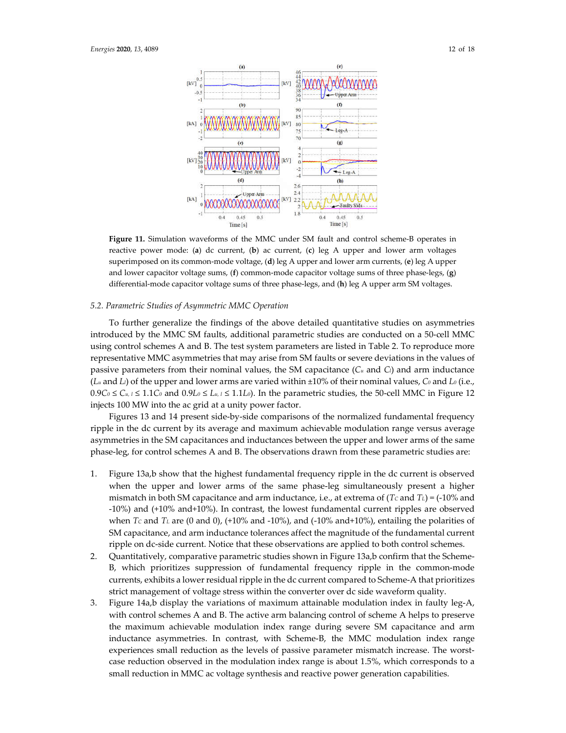**Figure 11.** Simulation waveforms of the MMC under SM fault and control scheme-B operates in reactive power mode: (**a**) dc current, (**b**) ac current, (**c**) leg A upper and lower arm voltages superimposed on its common-mode voltage, (**d**) leg A upper and lower arm currents, (**e**) leg A upper and lower capacitor voltage sums, (**f**) common-mode capacitor voltage sums of three phase-legs, (**g**) differential-mode capacitor voltage sums of three phase-legs, and (**h**) leg A upper arm SM voltages.

### 5.2. Parametric Studies of Asymmetric MMC Operation

To further generalize the findings of the above detailed quantitative studies on asymmetries introduced by the MMC SM faults, additional parametric studies are conducted on a 50-cell MMC using control schemes A and B. The test system parameters are listed in Table 2. To reproduce more representative MMC asymmetries that may arise from SM faults or severe deviations in the values of passive parameters from their nominal values, the SM capacitance ($C_u$ and $C_l$) and arm inductance ($L_u$ and $L_l$) of the upper and lower arms are varied within ±10% of their nominal values, $C_0$ and $L_0$ (i.e., $0.9C_0 \leq C_{u,l} \leq 1.1C_0$ and $0.9L_0 \leq L_{u,l} \leq 1.1L_0$). In the parametric studies, the 50-cell MMC in Figure 12 injects 100 MW into the ac grid at a unity power factor.

Figures 13 and 14 present side-by-side comparisons of the normalized fundamental frequency ripple in the dc current by its average and maximum achievable modulation range versus average asymmetries in the SM capacitances and inductances between the upper and lower arms of the same phase-leg, for control schemes A and B. The observations drawn from these parametric studies are:

1. Figure 13a,b show that the highest fundamental frequency ripple in the dc current is observed when the upper and lower arms of the same phase-leg simultaneously present a higher mismatch in both SM capacitance and arm inductance, i.e., at extrema of ($T_C$ and $T_L$) = (-10% and -10%) and (+10% and+10%). In contrast, the lowest fundamental current ripples are observed when $T_C$ and $T_L$ are (0 and 0), (+10% and -10%), and (-10% and+10%), entailing the polarities of SM capacitance, and arm inductance tolerances affect the magnitude of the fundamental current ripple on dc-side current. Notice that these observations are applied to both control schemes.
2. Quantitatively, comparative parametric studies shown in Figure 13a,b confirm that the Scheme-B, which prioritizes suppression of fundamental frequency ripple in the common-mode currents, exhibits a lower residual ripple in the dc current compared to Scheme-A that prioritizes strict management of voltage stress within the converter over dc side waveform quality.
3. Figure 14a,b display the variations of maximum attainable modulation index in faulty leg-A, with control schemes A and B. The active arm balancing control of scheme A helps to preserve the maximum achievable modulation index range during severe SM capacitance and arm inductance asymmetries. In contrast, with Scheme-B, the MMC modulation index range experiences small reduction as the levels of passive parameter mismatch increase. The worst-case reduction observed in the modulation index range is about 1.5%, which corresponds to a small reduction in MMC ac voltage synthesis and reactive power generation capabilities.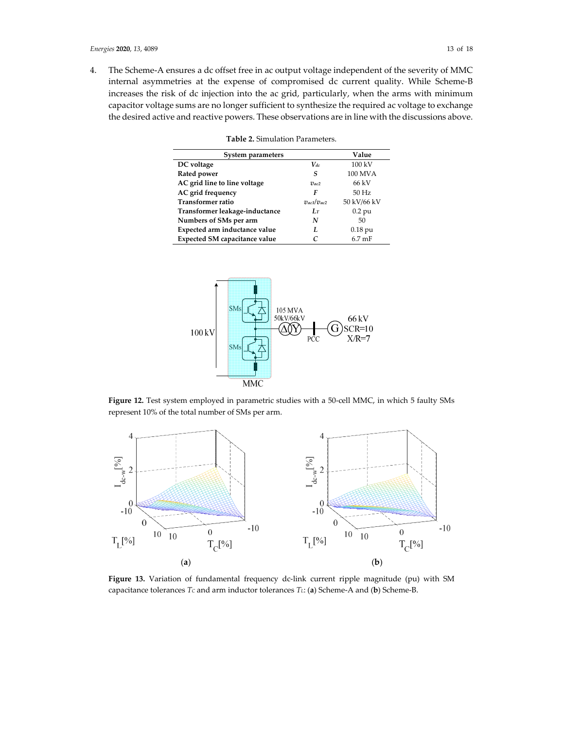4. The Scheme-A ensures a dc offset free in ac output voltage independent of the severity of MMC internal asymmetries at the expense of compromised dc current quality. While Scheme-B increases the risk of dc injection into the ac grid, particularly, when the arms with minimum capacitor voltage sums are no longer sufficient to synthesize the required ac voltage to exchange the desired active and reactive powers. These observations are in line with the discussions above.

**Table 2.** Simulation Parameters.

| System parameters | | Value |
|---|---|---|
| **DC voltage** | $V_{dc}$ | 100 kV |
| **Rated power** | $S$ | 100 MVA |
| **AC grid line to line voltage** | $v_{ac2}$ | 66 kV |
| **AC grid frequency** | $F$ | 50 Hz |
| **Transformer ratio** | $v_{ac1}/v_{ac2}$ | 50 kV/66 kV |
| **Transformer leakage-inductance** | $L_T$ | 0.2 pu |
| **Numbers of SMs per arm** | $N$ | 50 |
| **Expected arm inductance value** | $L$ | 0.18 pu |
| **Expected SM capacitance value** | $C$ | 6.7 mF |

**Figure 12.** Test system employed in parametric studies with a 50-cell MMC, in which 5 faulty SMs represent 10% of the total number of SMs per arm.

**Figure 13.** Variation of fundamental frequency dc-link current ripple magnitude (pu) with SM capacitance tolerances $T_C$ and arm inductor tolerances $T_L$: (**a**) Scheme-A and (**b**) Scheme-B.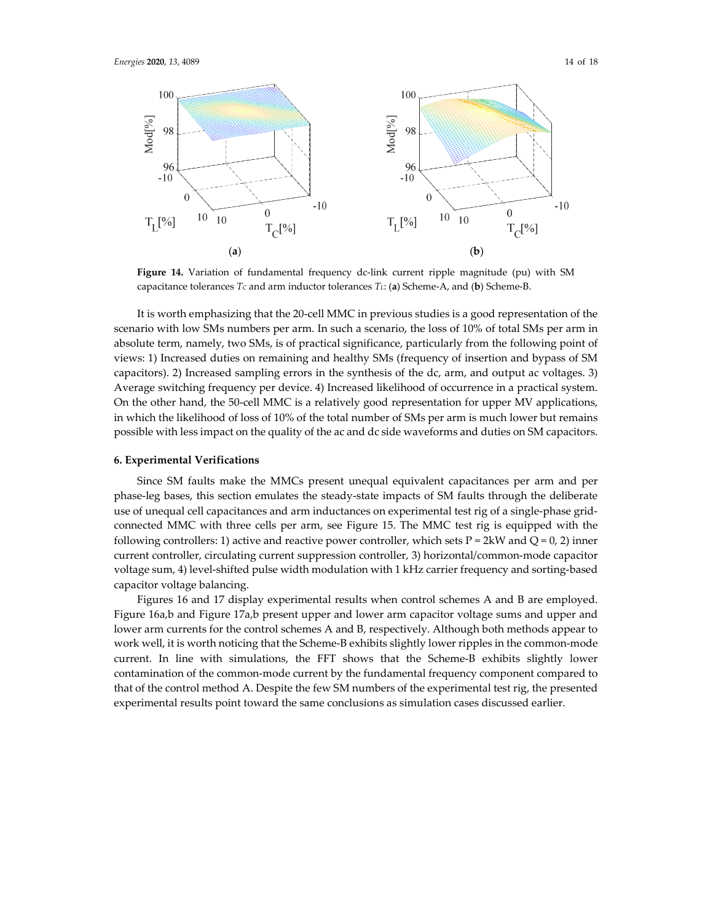**Figure 14.** Variation of fundamental frequency dc-link current ripple magnitude (pu) with SM capacitance tolerances $T_C$ and arm inductor tolerances $T_L$: (**a**) Scheme-A, and (**b**) Scheme-B.

It is worth emphasizing that the 20-cell MMC in previous studies is a good representation of the scenario with low SMs numbers per arm. In such a scenario, the loss of 10% of total SMs per arm in absolute term, namely, two SMs, is of practical significance, particularly from the following point of views: 1) Increased duties on remaining and healthy SMs (frequency of insertion and bypass of SM capacitors). 2) Increased sampling errors in the synthesis of the dc, arm, and output ac voltages. 3) Average switching frequency per device. 4) Increased likelihood of occurrence in a practical system. On the other hand, the 50-cell MMC is a relatively good representation for upper MV applications, in which the likelihood of loss of 10% of the total number of SMs per arm is much lower but remains possible with less impact on the quality of the ac and dc side waveforms and duties on SM capacitors.

## 6. Experimental Verifications

Since SM faults make the MMCs present unequal equivalent capacitances per arm and per phase-leg bases, this section emulates the steady-state impacts of SM faults through the deliberate use of unequal cell capacitances and arm inductances on experimental test rig of a single-phase grid-connected MMC with three cells per arm, see Figure 15. The MMC test rig is equipped with the following controllers: 1) active and reactive power controller, which sets P = 2kW and Q = 0, 2) inner current controller, circulating current suppression controller, 3) horizontal/common-mode capacitor voltage sum, 4) level-shifted pulse width modulation with 1 kHz carrier frequency and sorting-based capacitor voltage balancing.

Figures 16 and 17 display experimental results when control schemes A and B are employed. Figure 16a,b and Figure 17a,b present upper and lower arm capacitor voltage sums and upper and lower arm currents for the control schemes A and B, respectively. Although both methods appear to work well, it is worth noticing that the Scheme-B exhibits slightly lower ripples in the common-mode current. In line with simulations, the FFT shows that the Scheme-B exhibits slightly lower contamination of the common-mode current by the fundamental frequency component compared to that of the control method A. Despite the few SM numbers of the experimental test rig, the presented experimental results point toward the same conclusions as simulation cases discussed earlier.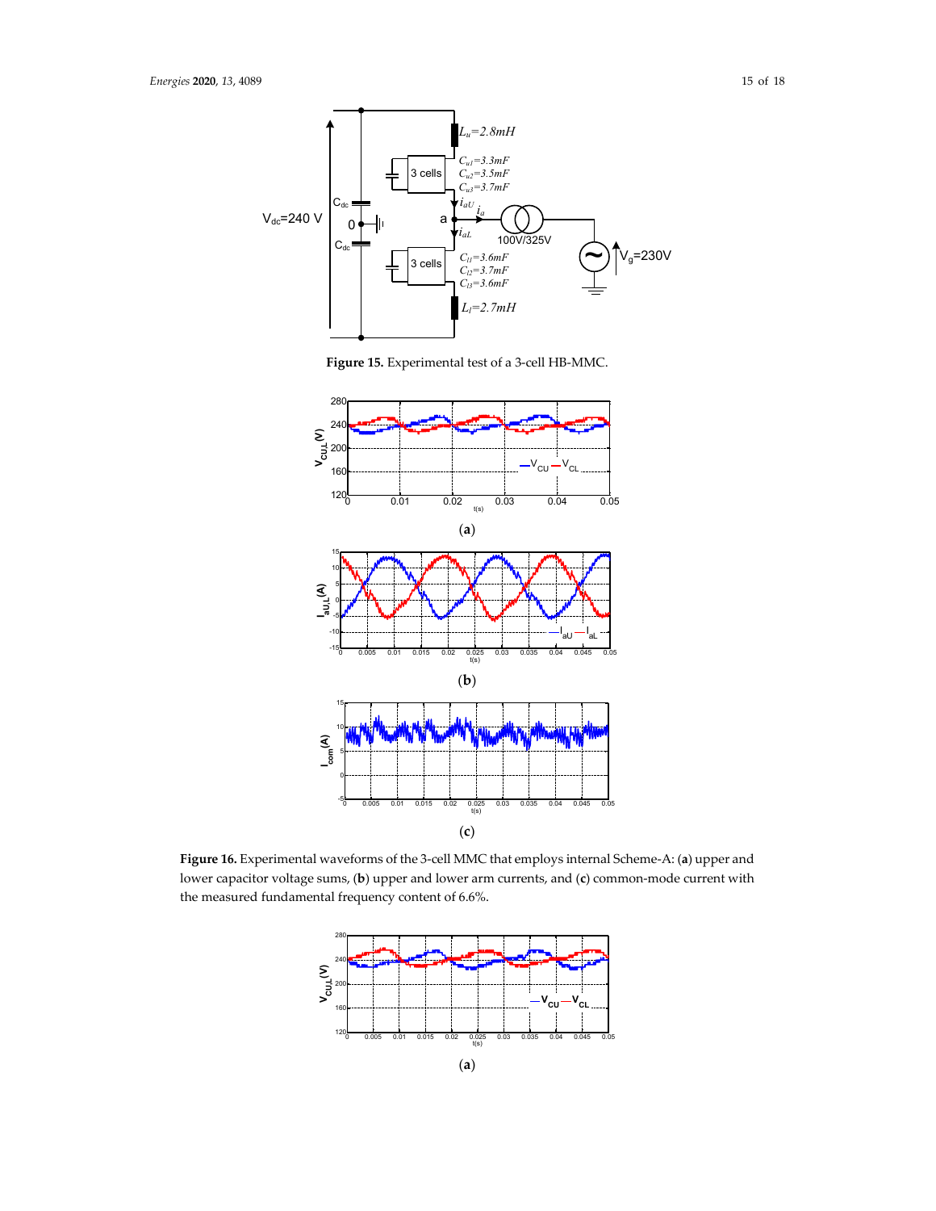**Figure 15.** Experimental test of a 3-cell HB-MMC.

(**a**)

(**b**)

(**c**)

**Figure 16.** Experimental waveforms of the 3-cell MMC that employs internal Scheme-A: (**a**) upper and lower capacitor voltage sums, (**b**) upper and lower arm currents, and (**c**) common-mode current with the measured fundamental frequency content of 6.6%.

(**a**)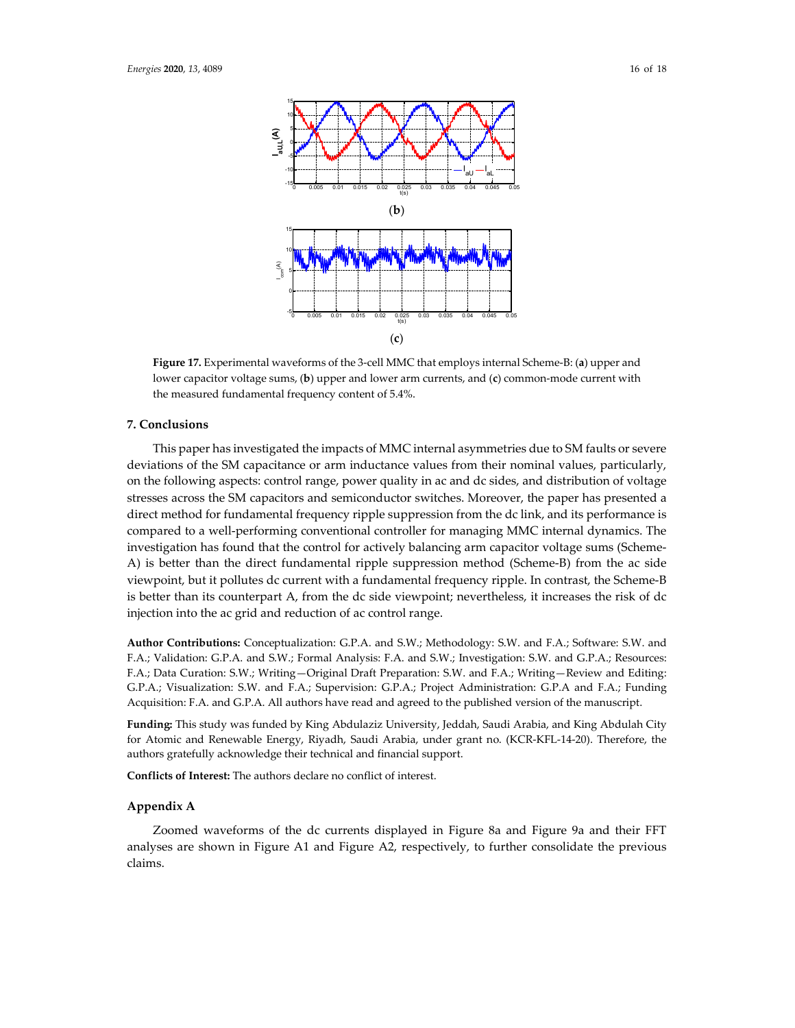(**b**)

(**c**)

**Figure 17.** Experimental waveforms of the 3-cell MMC that employs internal Scheme-B: (**a**) upper and lower capacitor voltage sums, (**b**) upper and lower arm currents, and (**c**) common-mode current with the measured fundamental frequency content of 5.4%.

## 7. Conclusions

This paper has investigated the impacts of MMC internal asymmetries due to SM faults or severe deviations of the SM capacitance or arm inductance values from their nominal values, particularly, on the following aspects: control range, power quality in ac and dc sides, and distribution of voltage stresses across the SM capacitors and semiconductor switches. Moreover, the paper has presented a direct method for fundamental frequency ripple suppression from the dc link, and its performance is compared to a well-performing conventional controller for managing MMC internal dynamics. The investigation has found that the control for actively balancing arm capacitor voltage sums (Scheme-A) is better than the direct fundamental ripple suppression method (Scheme-B) from the ac side viewpoint, but it pollutes dc current with a fundamental frequency ripple. In contrast, the Scheme-B is better than its counterpart A, from the dc side viewpoint; nevertheless, it increases the risk of dc injection into the ac grid and reduction of ac control range.

**Author Contributions:** Conceptualization: G.P.A. and S.W.; Methodology: S.W. and F.A.; Software: S.W. and F.A.; Validation: G.P.A. and S.W.; Formal Analysis: F.A. and S.W.; Investigation: S.W. and G.P.A.; Resources: F.A.; Data Curation: S.W.; Writing—Original Draft Preparation: S.W. and F.A.; Writing—Review and Editing: G.P.A.; Visualization: S.W. and F.A.; Supervision: G.P.A.; Project Administration: G.P.A and F.A.; Funding Acquisition: F.A. and G.P.A. All authors have read and agreed to the published version of the manuscript.

**Funding:** This study was funded by King Abdulaziz University, Jeddah, Saudi Arabia, and King Abdulah City for Atomic and Renewable Energy, Riyadh, Saudi Arabia, under grant no. (KCR-KFL-14-20). Therefore, the authors gratefully acknowledge their technical and financial support.

**Conflicts of Interest:** The authors declare no conflict of interest.

## Appendix A

Zoomed waveforms of the dc currents displayed in Figure 8a and Figure 9a and their FFT analyses are shown in Figure A1 and Figure A2, respectively, to further consolidate the previous claims.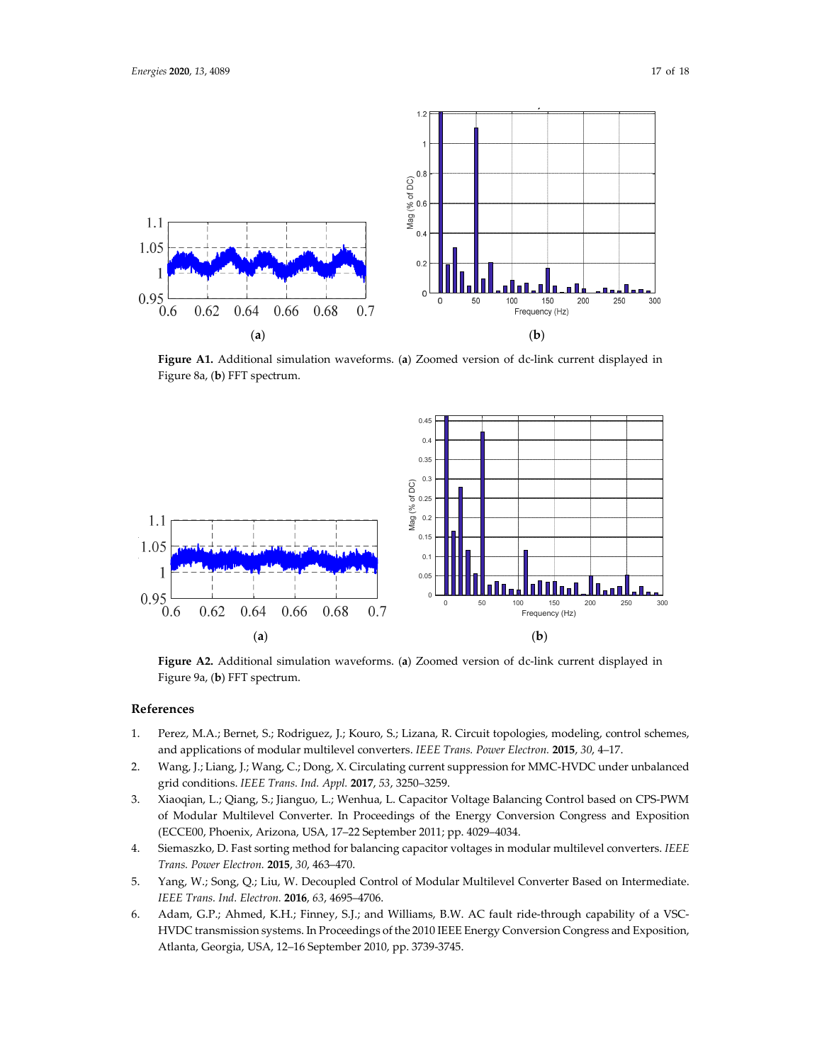**Figure A1.** Additional simulation waveforms. (**a**) Zoomed version of dc-link current displayed in Figure 8a, (**b**) FFT spectrum.

**Figure A2.** Additional simulation waveforms. (**a**) Zoomed version of dc-link current displayed in Figure 9a, (**b**) FFT spectrum.

## References

1. Perez, M.A.; Bernet, S.; Rodriguez, J.; Kouro, S.; Lizana, R. Circuit topologies, modeling, control schemes, and applications of modular multilevel converters. *IEEE Trans. Power Electron.* **2015**, *30*, 4–17.
2. Wang, J.; Liang, J.; Wang, C.; Dong, X. Circulating current suppression for MMC-HVDC under unbalanced grid conditions. *IEEE Trans. Ind. Appl.* **2017**, *53*, 3250–3259.
3. Xiaoqian, L.; Qiang, S.; Jianguo, L.; Wenhua, L. Capacitor Voltage Balancing Control based on CPS-PWM of Modular Multilevel Converter. In Proceedings of the Energy Conversion Congress and Exposition (ECCE00, Phoenix, Arizona, USA, 17–22 September 2011; pp. 4029–4034.
4. Siemaszko, D. Fast sorting method for balancing capacitor voltages in modular multilevel converters. *IEEE Trans. Power Electron.* **2015**, *30*, 463–470.
5. Yang, W.; Song, Q.; Liu, W. Decoupled Control of Modular Multilevel Converter Based on Intermediate. *IEEE Trans. Ind. Electron.* **2016**, *63*, 4695–4706.
6. Adam, G.P.; Ahmed, K.H.; Finney, S.J.; and Williams, B.W. AC fault ride-through capability of a VSC-HVDC transmission systems. In Proceedings of the 2010 IEEE Energy Conversion Congress and Exposition, Atlanta, Georgia, USA, 12–16 September 2010, pp. 3739-3745.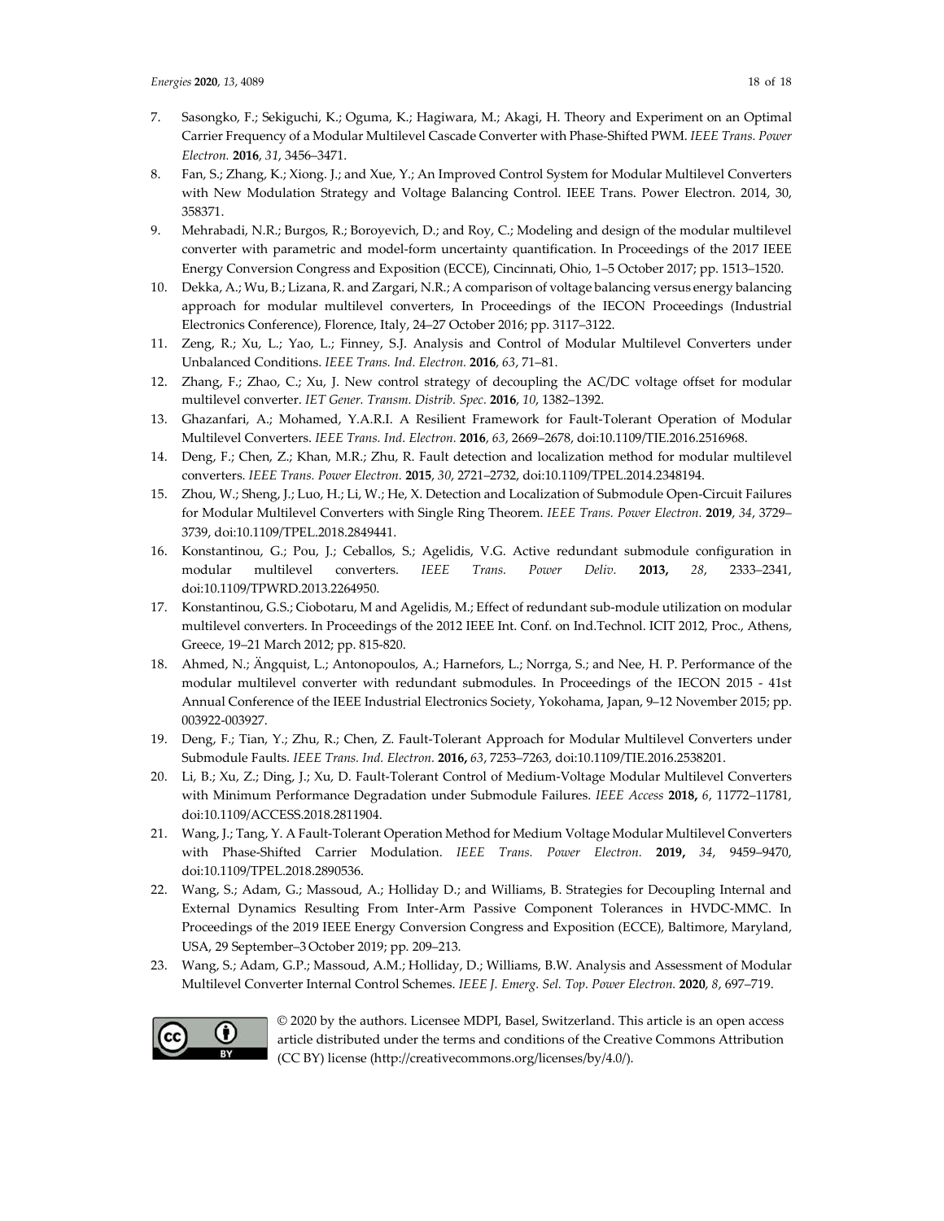7. Sasongko, F.; Sekiguchi, K.; Oguma, K.; Hagiwara, M.; Akagi, H. Theory and Experiment on an Optimal Carrier Frequency of a Modular Multilevel Cascade Converter with Phase-Shifted PWM. *IEEE Trans. Power Electron.* **2016**, *31*, 3456–3471.
8. Fan, S.; Zhang, K.; Xiong. J.; and Xue, Y.; An Improved Control System for Modular Multilevel Converters with New Modulation Strategy and Voltage Balancing Control. IEEE Trans. Power Electron. 2014, 30, 358371.
9. Mehrabadi, N.R.; Burgos, R.; Boroyevich, D.; and Roy, C.; Modeling and design of the modular multilevel converter with parametric and model-form uncertainty quantification. In Proceedings of the 2017 IEEE Energy Conversion Congress and Exposition (ECCE), Cincinnati, Ohio, 1–5 October 2017; pp. 1513–1520.
10. Dekka, A.; Wu, B.; Lizana, R. and Zargari, N.R.; A comparison of voltage balancing versus energy balancing approach for modular multilevel converters, In Proceedings of the IECON Proceedings (Industrial Electronics Conference), Florence, Italy, 24–27 October 2016; pp. 3117–3122.
11. Zeng, R.; Xu, L.; Yao, L.; Finney, S.J. Analysis and Control of Modular Multilevel Converters under Unbalanced Conditions. *IEEE Trans. Ind. Electron.* **2016**, *63*, 71–81.
12. Zhang, F.; Zhao, C.; Xu, J. New control strategy of decoupling the AC/DC voltage offset for modular multilevel converter. *IET Gener. Transm. Distrib. Spec.* **2016**, *10*, 1382–1392.
13. Ghazanfari, A.; Mohamed, Y.A.R.I. A Resilient Framework for Fault-Tolerant Operation of Modular Multilevel Converters. *IEEE Trans. Ind. Electron.* **2016**, *63*, 2669–2678, doi:10.1109/TIE.2016.2516968.
14. Deng, F.; Chen, Z.; Khan, M.R.; Zhu, R. Fault detection and localization method for modular multilevel converters. *IEEE Trans. Power Electron.* **2015**, *30*, 2721–2732, doi:10.1109/TPEL.2014.2348194.
15. Zhou, W.; Sheng, J.; Luo, H.; Li, W.; He, X. Detection and Localization of Submodule Open-Circuit Failures for Modular Multilevel Converters with Single Ring Theorem. *IEEE Trans. Power Electron.* **2019**, *34*, 3729–3739, doi:10.1109/TPEL.2018.2849441.
16. Konstantinou, G.; Pou, J.; Ceballos, S.; Agelidis, V.G. Active redundant submodule configuration in modular multilevel converters. *IEEE Trans. Power Deliv.* **2013,** *28*, 2333–2341, doi:10.1109/TPWRD.2013.2264950.
17. Konstantinou, G.S.; Ciobotaru, M and Agelidis, M.; Effect of redundant sub-module utilization on modular multilevel converters. In Proceedings of the 2012 IEEE Int. Conf. on Ind.Technol. ICIT 2012, Proc., Athens, Greece, 19–21 March 2012; pp. 815-820.
18. Ahmed, N.; Ängquist, L.; Antonopoulos, A.; Harnefors, L.; Norrga, S.; and Nee, H. P. Performance of the modular multilevel converter with redundant submodules. In Proceedings of the IECON 2015 - 41st Annual Conference of the IEEE Industrial Electronics Society, Yokohama, Japan, 9–12 November 2015; pp. 003922-003927.
19. Deng, F.; Tian, Y.; Zhu, R.; Chen, Z. Fault-Tolerant Approach for Modular Multilevel Converters under Submodule Faults. *IEEE Trans. Ind. Electron.* **2016,** *63*, 7253–7263, doi:10.1109/TIE.2016.2538201.
20. Li, B.; Xu, Z.; Ding, J.; Xu, D. Fault-Tolerant Control of Medium-Voltage Modular Multilevel Converters with Minimum Performance Degradation under Submodule Failures. *IEEE Access* **2018,** *6*, 11772–11781, doi:10.1109/ACCESS.2018.2811904.
21. Wang, J.; Tang, Y. A Fault-Tolerant Operation Method for Medium Voltage Modular Multilevel Converters with Phase-Shifted Carrier Modulation. *IEEE Trans. Power Electron.* **2019,** *34*, 9459–9470, doi:10.1109/TPEL.2018.2890536.
22. Wang, S.; Adam, G.; Massoud, A.; Holliday D.; and Williams, B. Strategies for Decoupling Internal and External Dynamics Resulting From Inter-Arm Passive Component Tolerances in HVDC-MMC. In Proceedings of the 2019 IEEE Energy Conversion Congress and Exposition (ECCE), Baltimore, Maryland, USA, 29 September–3 October 2019; pp. 209–213.
23. Wang, S.; Adam, G.P.; Massoud, A.M.; Holliday, D.; Williams, B.W. Analysis and Assessment of Modular Multilevel Converter Internal Control Schemes. *IEEE J. Emerg. Sel. Top. Power Electron.* **2020**, *8*, 697–719.

© 2020 by the authors. Licensee MDPI, Basel, Switzerland. This article is an open access article distributed under the terms and conditions of the Creative Commons Attribution (CC BY) license (http://creativecommons.org/licenses/by/4.0/).